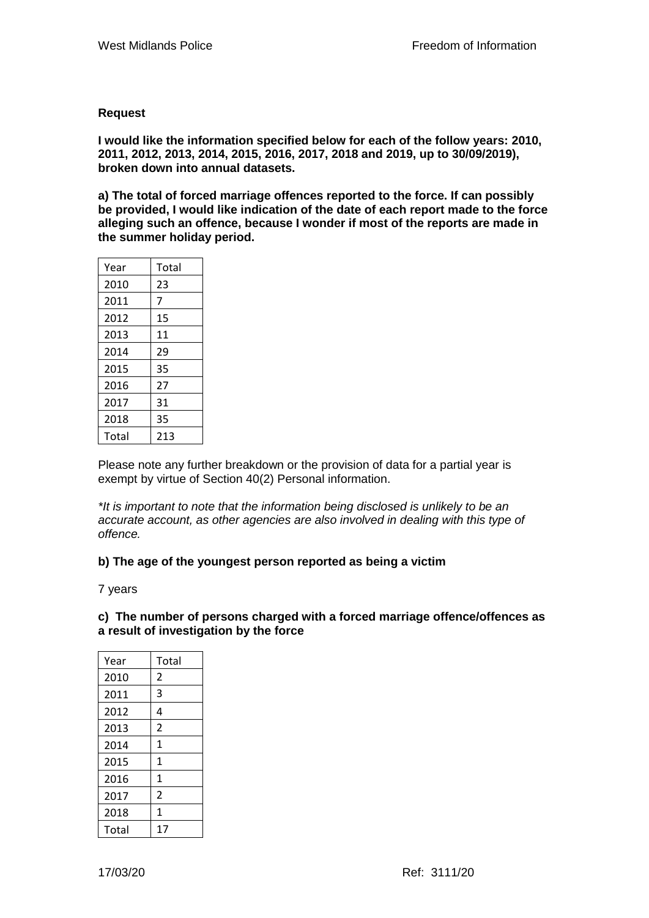**Request**

**I would like the information specified below for each of the follow years: 2010, 2011, 2012, 2013, 2014, 2015, 2016, 2017, 2018 and 2019, up to 30/09/2019), broken down into annual datasets.**

**a) The total of forced marriage offences reported to the force. If can possibly be provided, I would like indication of the date of each report made to the force alleging such an offence, because I wonder if most of the reports are made in the summer holiday period.**

| Year | Total |
|---|---|
| 2010 | 23 |
| 2011 | 7 |
| 2012 | 15 |
| 2013 | 11 |
| 2014 | 29 |
| 2015 | 35 |
| 2016 | 27 |
| 2017 | 31 |
| 2018 | 35 |
| Total | 213 |

Please note any further breakdown or the provision of data for a partial year is exempt by virtue of Section 40(2) Personal information.

*\*It is important to note that the information being disclosed is unlikely to be an accurate account, as other agencies are also involved in dealing with this type of offence.*

**b) The age of the youngest person reported as being a victim**

7 years

**c) The number of persons charged with a forced marriage offence/offences as a result of investigation by the force**

| Year | Total |
|---|---|
| 2010 | 2 |
| 2011 | 3 |
| 2012 | 4 |
| 2013 | 2 |
| 2014 | 1 |
| 2015 | 1 |
| 2016 | 1 |
| 2017 | 2 |
| 2018 | 1 |
| Total | 17 |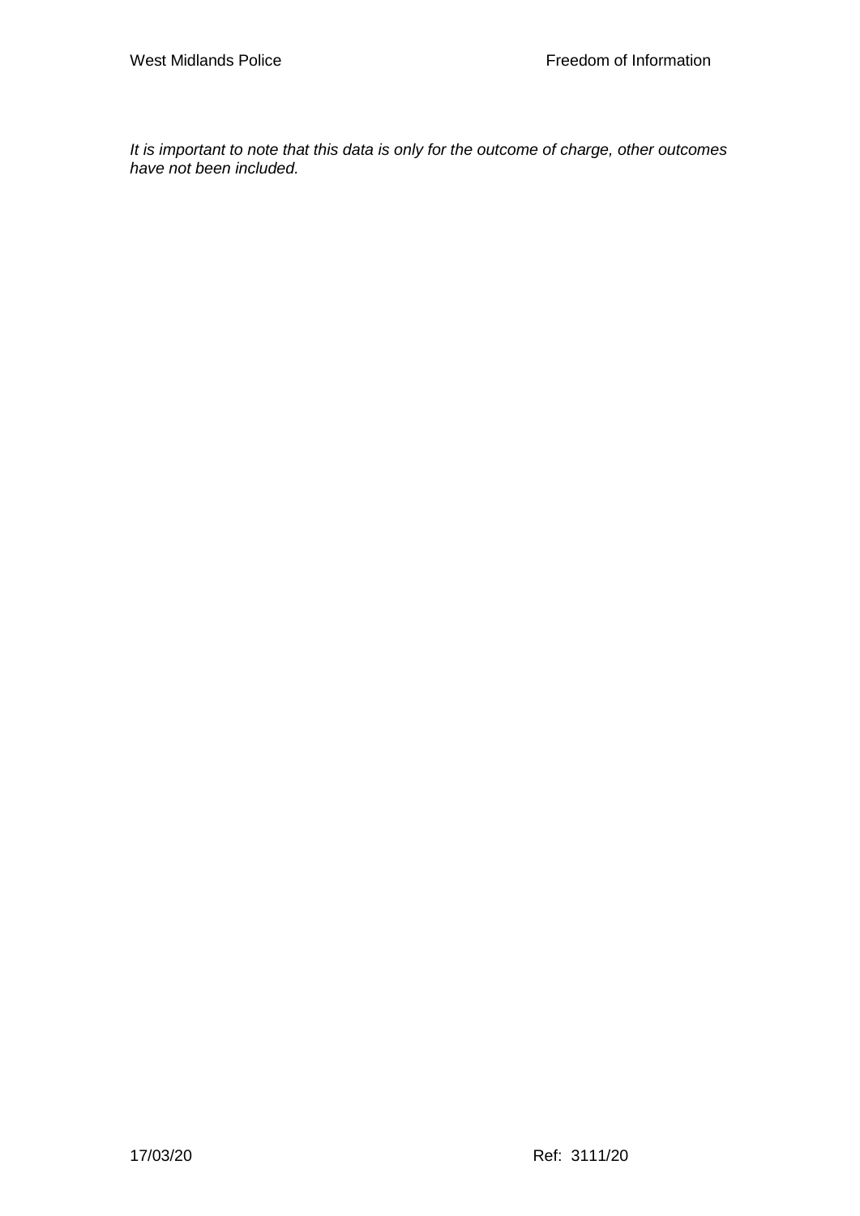*It is important to note that this data is only for the outcome of charge, other outcomes have not been included.*